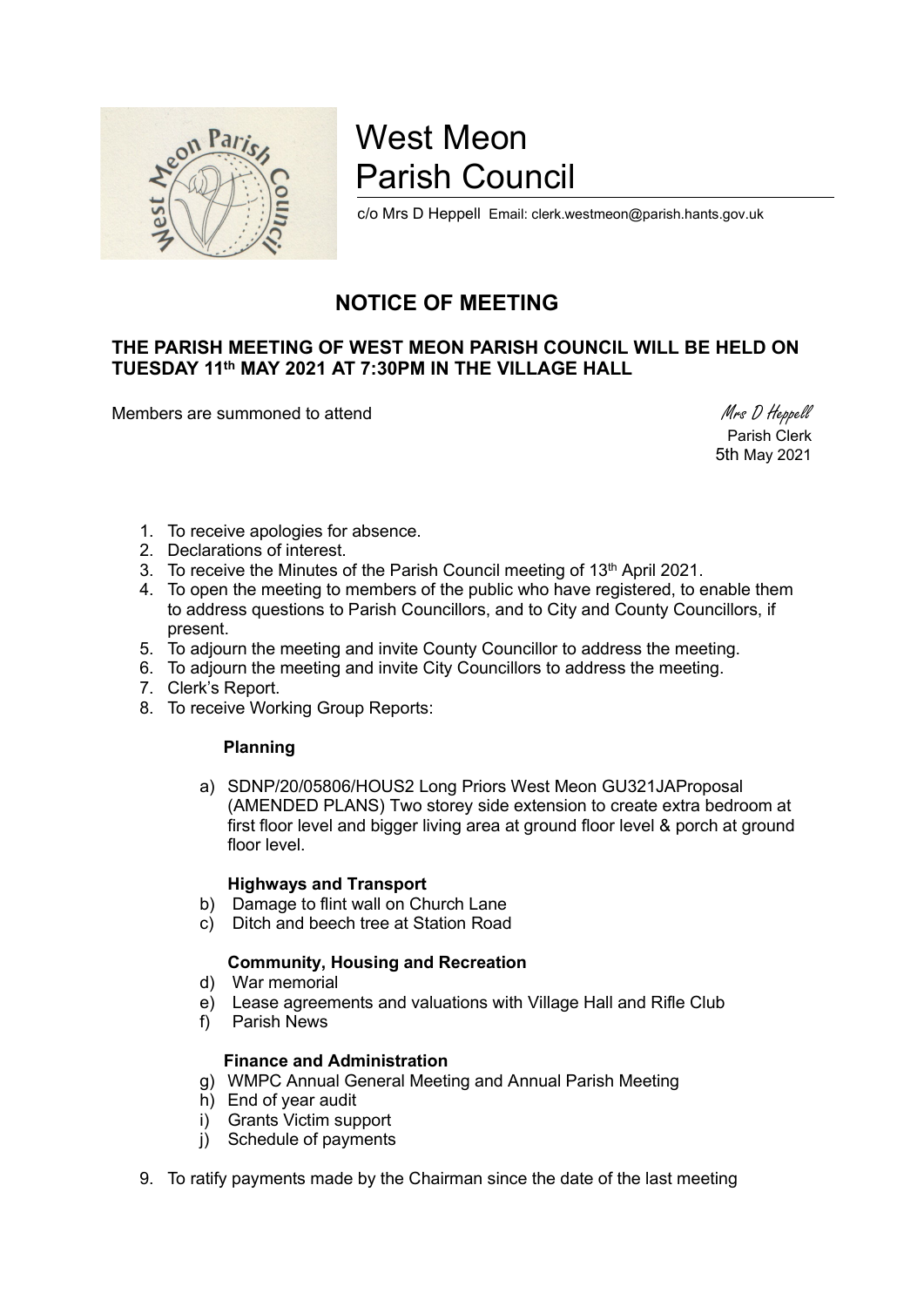# West Meon Parish Council

c/o Mrs D Heppell Email: clerk.westmeon@parish.hants.gov.uk

## NOTICE OF MEETING

**THE PARISH MEETING OF WEST MEON PARISH COUNCIL WILL BE HELD ON TUESDAY 11th MAY 2021 AT 7:30PM IN THE VILLAGE HALL**

Members are summoned to attend

*Mrs D Heppell*
Parish Clerk
5th May 2021

1. To receive apologies for absence.
2. Declarations of interest.
3. To receive the Minutes of the Parish Council meeting of 13th April 2021.
4. To open the meeting to members of the public who have registered, to enable them to address questions to Parish Councillors, and to City and County Councillors, if present.
5. To adjourn the meeting and invite County Councillor to address the meeting.
6. To adjourn the meeting and invite City Councillors to address the meeting.
7. Clerk's Report.
8. To receive Working Group Reports:

   **Planning**

   a) SDNP/20/05806/HOUS2 Long Priors West Meon GU321JAProposal (AMENDED PLANS) Two storey side extension to create extra bedroom at first floor level and bigger living area at ground floor level & porch at ground floor level.

   **Highways and Transport**

   b) Damage to flint wall on Church Lane
   c) Ditch and beech tree at Station Road

   **Community, Housing and Recreation**

   d) War memorial
   e) Lease agreements and valuations with Village Hall and Rifle Club
   f) Parish News

   **Finance and Administration**

   g) WMPC Annual General Meeting and Annual Parish Meeting
   h) End of year audit
   i) Grants Victim support
   j) Schedule of payments

9. To ratify payments made by the Chairman since the date of the last meeting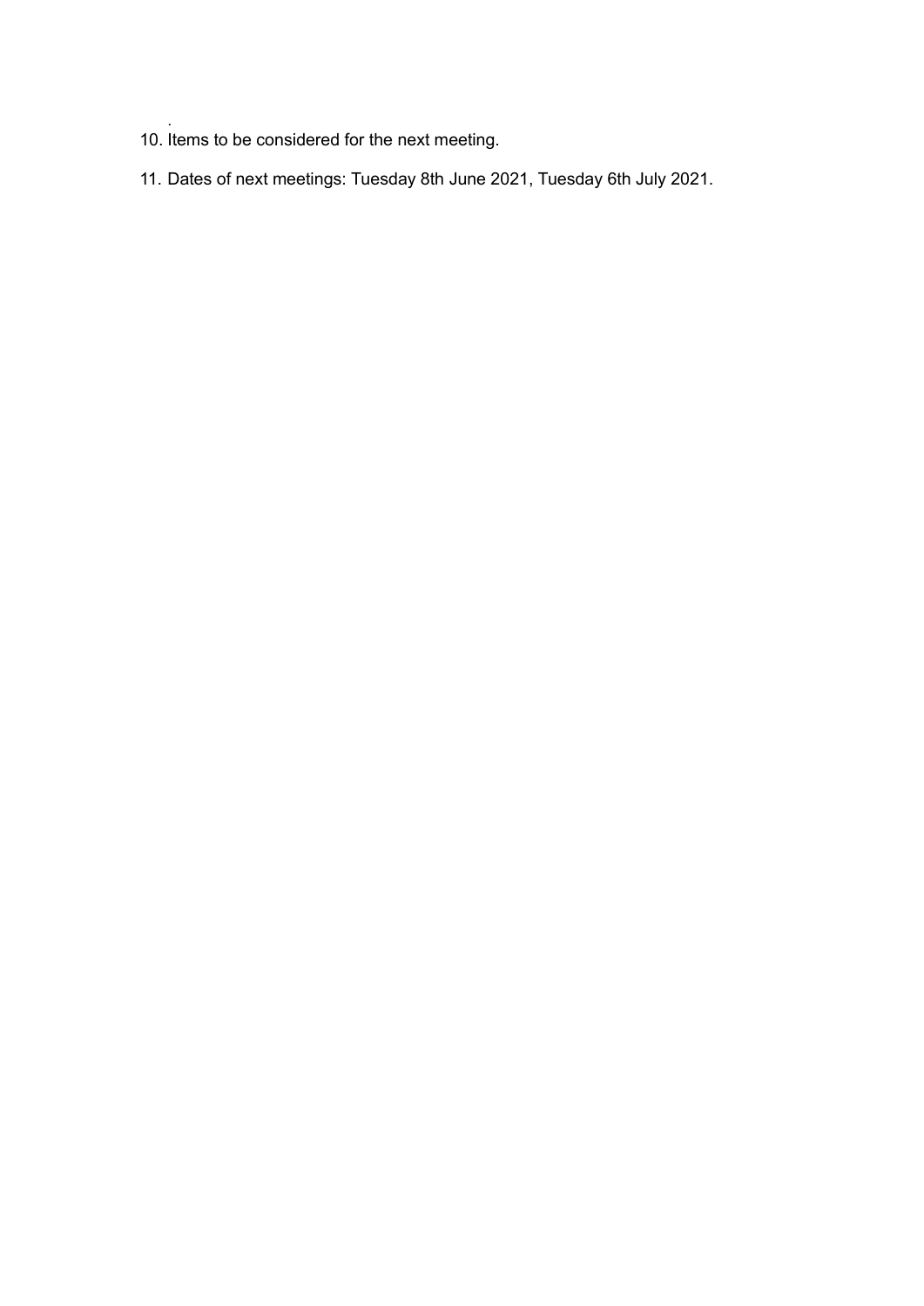10. Items to be considered for the next meeting.

11. Dates of next meetings: Tuesday 8th June 2021, Tuesday 6th July 2021.